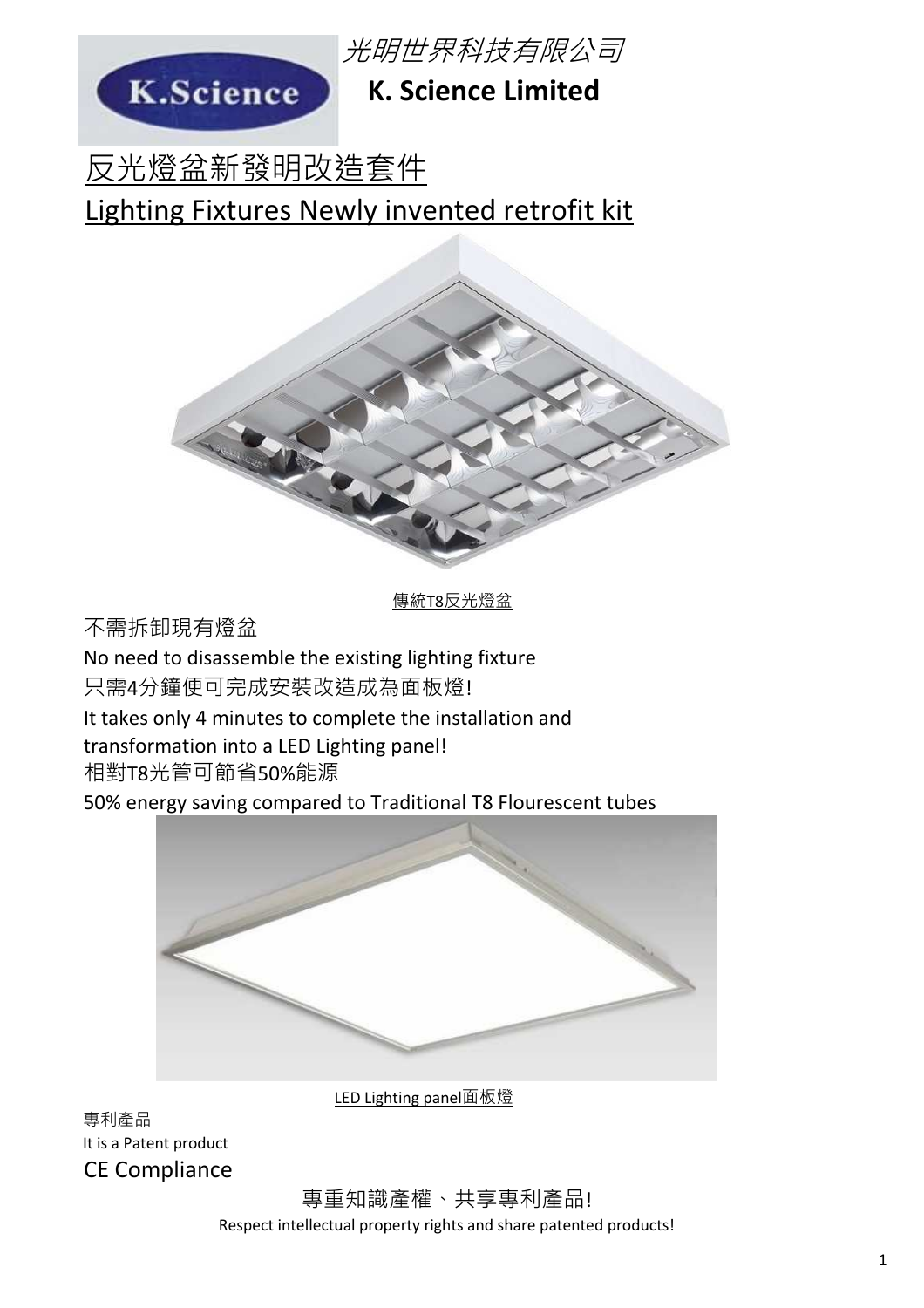光明世界科技有限公司

**K. Science Limited**

# 反光燈盆新發明改造套件

# Lighting Fixtures Newly invented retrofit kit

傳統T8反光燈盆

不需拆卸現有燈盆

No need to disassemble the existing lighting fixture

只需4分鐘便可完成安裝改造成為面板燈!

It takes only 4 minutes to complete the installation and transformation into a LED Lighting panel!

相對T8光管可節省50%能源

50% energy saving compared to Traditional T8 Flourescent tubes

LED Lighting panel面板燈

專利產品

It is a Patent product

CE Compliance

專重知識產權、共享專利產品!

Respect intellectual property rights and share patented products!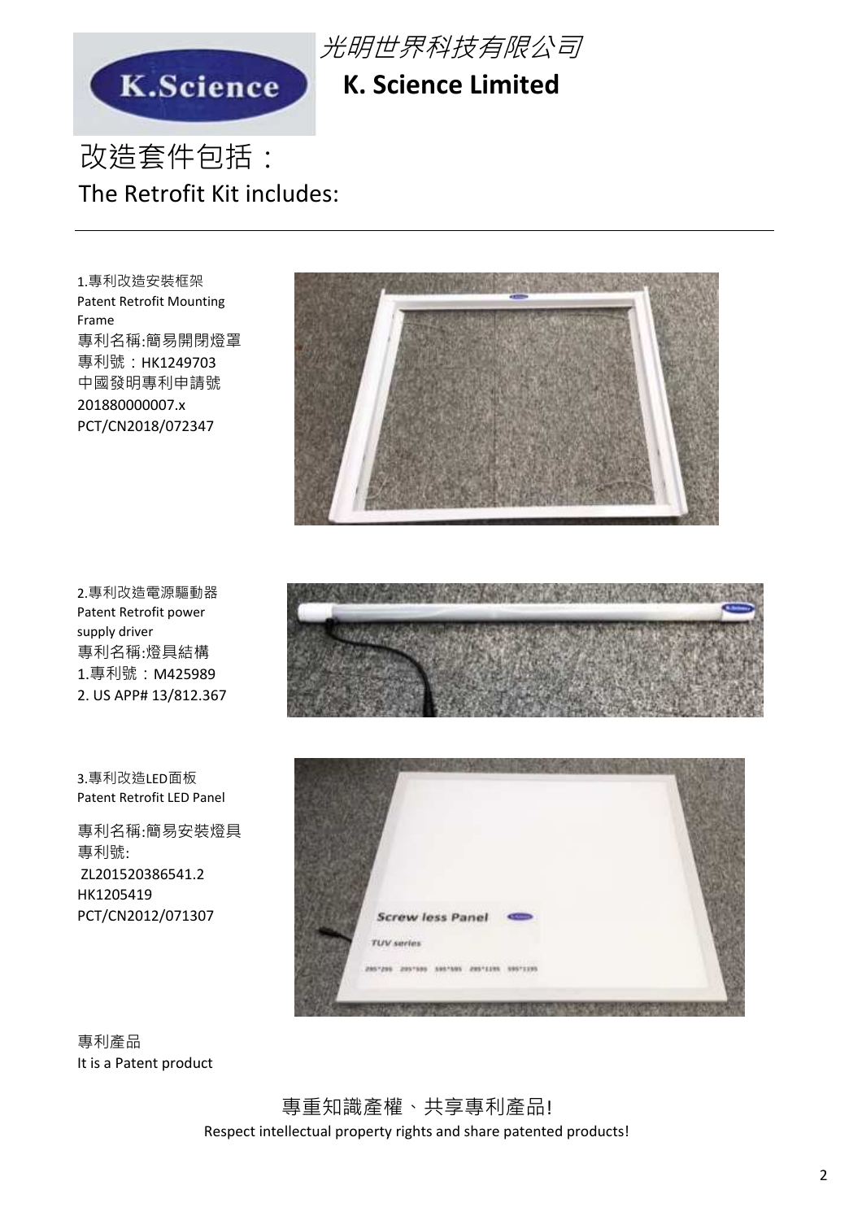光明世界科技有限公司

**K. Science Limited**

# 改造套件包括：

## The Retrofit Kit includes:

---

1.專利改造安裝框架
Patent Retrofit Mounting Frame
專利名稱:簡易開閉燈罩
專利號：HK1249703
中國發明專利申請號
201880000007.x
PCT/CN2018/072347

2.專利改造電源驅動器
Patent Retrofit power supply driver
專利名稱:燈具結構
1.專利號：M425989
2. US APP# 13/812.367

3.專利改造LED面板
Patent Retrofit LED Panel

專利名稱:簡易安裝燈具
專利號:
ZL201520386541.2
HK1205419
PCT/CN2012/071307

專利產品
It is a Patent product

專重知識產權、共享專利產品!
Respect intellectual property rights and share patented products!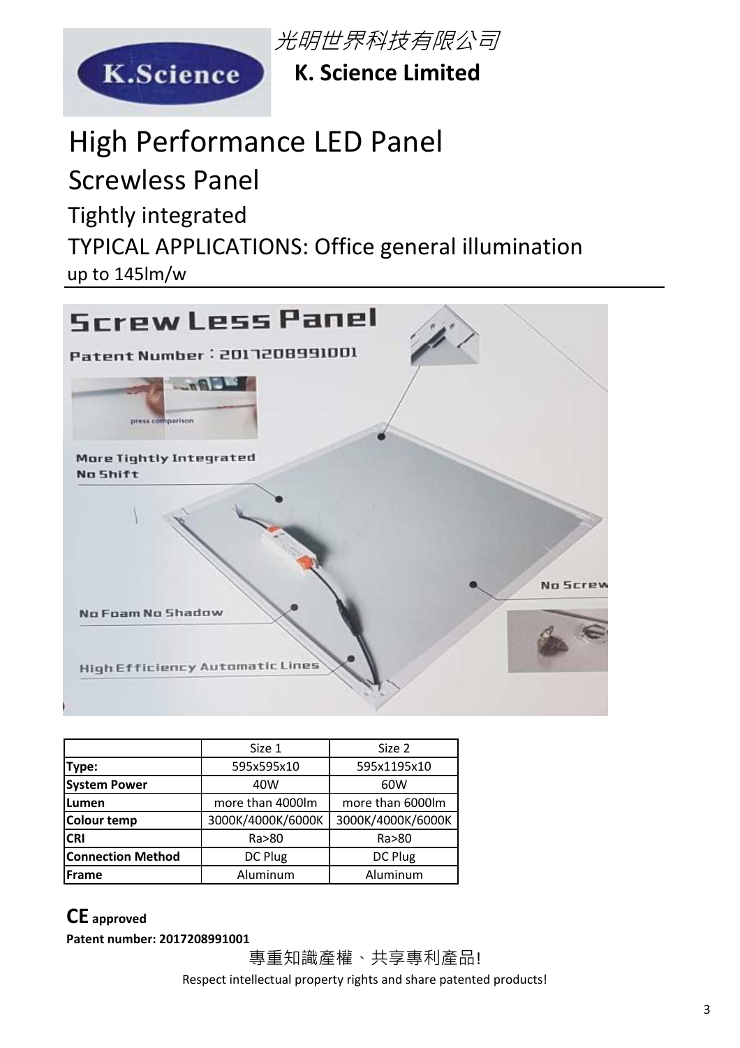光明世界科技有限公司

**K. Science Limited**

# High Performance LED Panel

## Screwless Panel

### Tightly integrated

### TYPICAL APPLICATIONS: Office general illumination

up to 145lm/w

Screw Less Panel

Patent Number：2017208991001

press comparison

More Tightly Integrated
No Shift

No Screw

No Foam No Shadow

High Efficiency Automatic Lines

| | Size 1 | Size 2 |
|---|---|---|
| **Type:** | 595x595x10 | 595x1195x10 |
| **System Power** | 40W | 60W |
| **Lumen** | more than 4000lm | more than 6000lm |
| **Colour temp** | 3000K/4000K/6000K | 3000K/4000K/6000K |
| **CRI** | Ra>80 | Ra>80 |
| **Connection Method** | DC Plug | DC Plug |
| **Frame** | Aluminum | Aluminum |

**CE approved**

**Patent number: 2017208991001**

專重知識產權、共享專利產品!

Respect intellectual property rights and share patented products!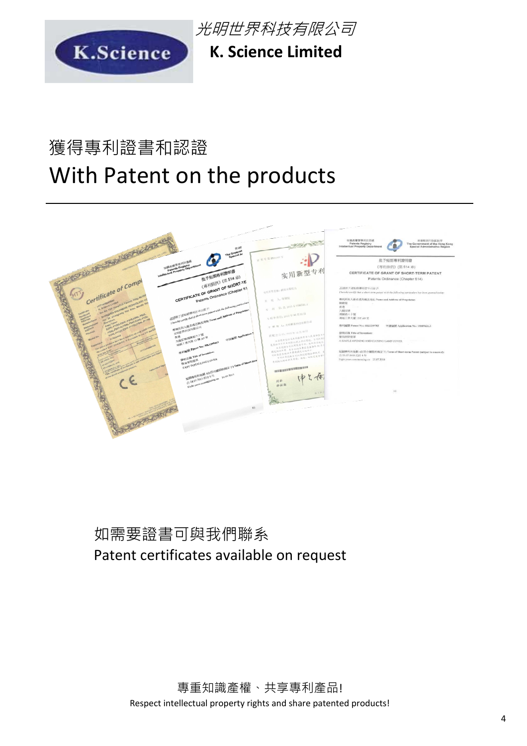光明世界科技有限公司

**K. Science Limited**

# 獲得專利證書和認證
# With Patent on the products

如需要證書可與我們聯系

Patent certificates available on request

專重知識產權、共享專利產品!

Respect intellectual property rights and share patented products!